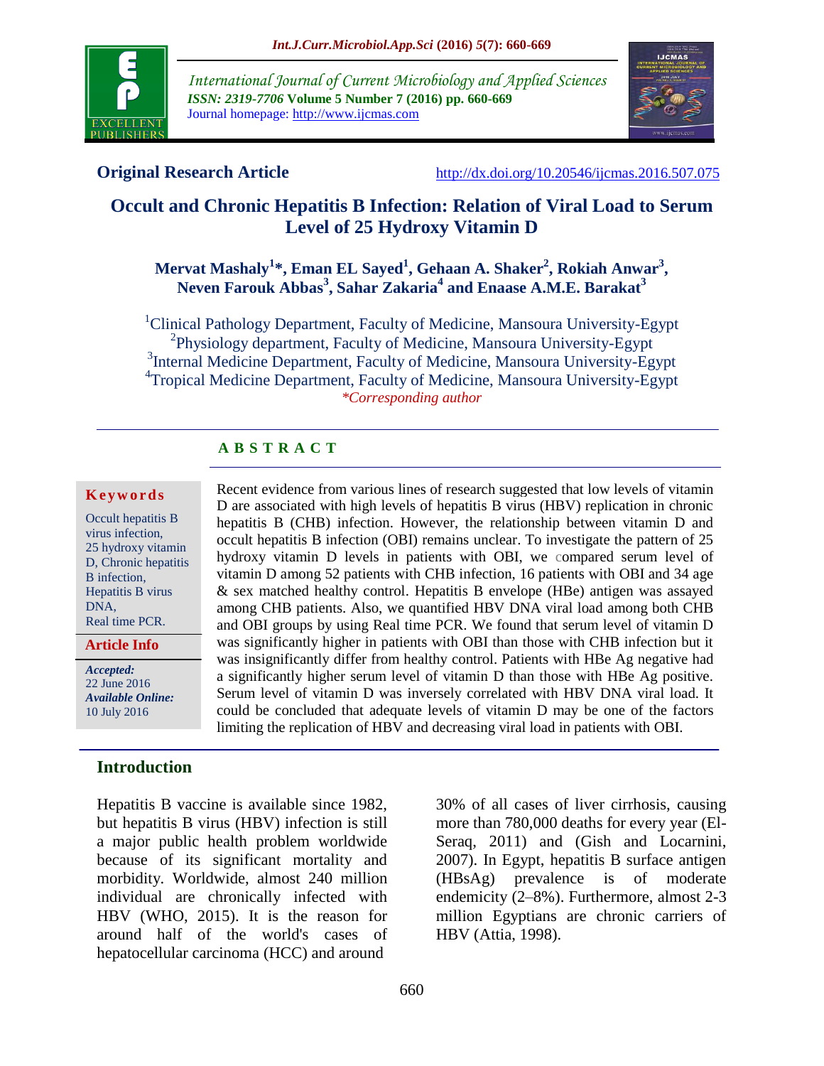**Original Research Article** http://dx.doi.org/10.20546/ijcmas.2016.507.075

# Occult and Chronic Hepatitis B Infection: Relation of Viral Load to Serum Level of 25 Hydroxy Vitamin D

**Mervat Mashaly[1]\*, Eman EL Sayed[1], Gehaan A. Shaker[2], Rokiah Anwar[3], Neven Farouk Abbas[3], Sahar Zakaria[4] and Enaase A.M.E. Barakat[3]**

[1]Clinical Pathology Department, Faculty of Medicine, Mansoura University-Egypt
[2]Physiology department, Faculty of Medicine, Mansoura University-Egypt
[3]Internal Medicine Department, Faculty of Medicine, Mansoura University-Egypt
[4]Tropical Medicine Department, Faculty of Medicine, Mansoura University-Egypt
*\*Corresponding author*

## ABSTRACT

**Keywords**

Occult hepatitis B virus infection, 25 hydroxy vitamin D, Chronic hepatitis B infection, Hepatitis B virus DNA, Real time PCR.

**Article Info**

*Accepted:* 22 June 2016
*Available Online:* 10 July 2016

Recent evidence from various lines of research suggested that low levels of vitamin D are associated with high levels of hepatitis B virus (HBV) replication in chronic hepatitis B (CHB) infection. However, the relationship between vitamin D and occult hepatitis B infection (OBI) remains unclear. To investigate the pattern of 25 hydroxy vitamin D levels in patients with OBI, we compared serum level of vitamin D among 52 patients with CHB infection, 16 patients with OBI and 34 age & sex matched healthy control. Hepatitis B envelope (HBe) antigen was assayed among CHB patients. Also, we quantified HBV DNA viral load among both CHB and OBI groups by using Real time PCR. We found that serum level of vitamin D was significantly higher in patients with OBI than those with CHB infection but it was insignificantly differ from healthy control. Patients with HBe Ag negative had a significantly higher serum level of vitamin D than those with HBe Ag positive. Serum level of vitamin D was inversely correlated with HBV DNA viral load. It could be concluded that adequate levels of vitamin D may be one of the factors limiting the replication of HBV and decreasing viral load in patients with OBI.

## Introduction

Hepatitis B vaccine is available since 1982, but hepatitis B virus (HBV) infection is still a major public health problem worldwide because of its significant mortality and morbidity. Worldwide, almost 240 million individual are chronically infected with HBV (WHO, 2015). It is the reason for around half of the world's cases of hepatocellular carcinoma (HCC) and around 30% of all cases of liver cirrhosis, causing more than 780,000 deaths for every year (El-Seraq, 2011) and (Gish and Locarnini, 2007). In Egypt, hepatitis B surface antigen (HBsAg) prevalence is of moderate endemicity (2–8%). Furthermore, almost 2-3 million Egyptians are chronic carriers of HBV (Attia, 1998).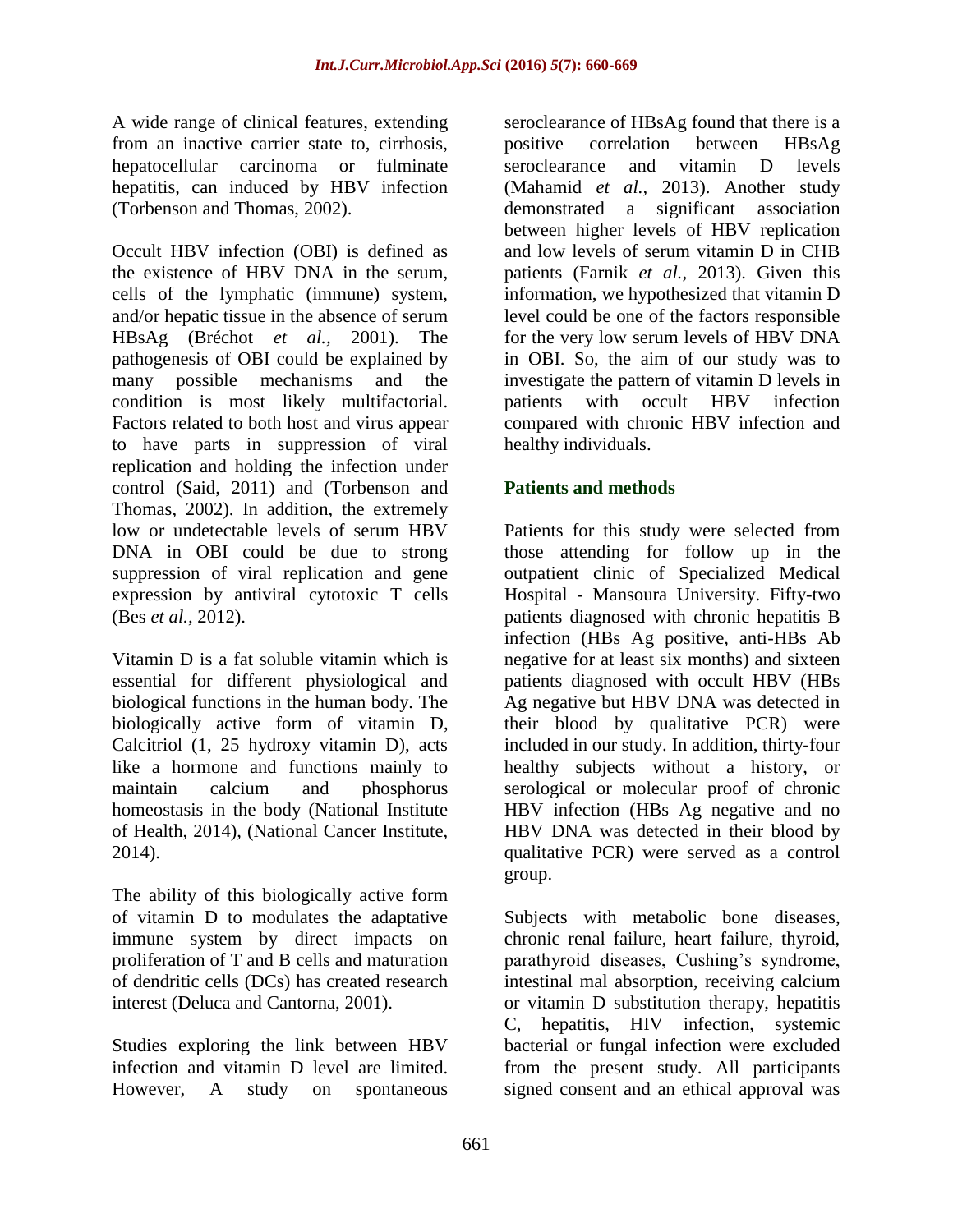A wide range of clinical features, extending from an inactive carrier state to, cirrhosis, hepatocellular carcinoma or fulminate hepatitis, can induced by HBV infection (Torbenson and Thomas, 2002).

Occult HBV infection (OBI) is defined as the existence of HBV DNA in the serum, cells of the lymphatic (immune) system, and/or hepatic tissue in the absence of serum HBsAg (Bréchot *et al.,* 2001). The pathogenesis of OBI could be explained by many possible mechanisms and the condition is most likely multifactorial. Factors related to both host and virus appear to have parts in suppression of viral replication and holding the infection under control (Said, 2011) and (Torbenson and Thomas, 2002). In addition, the extremely low or undetectable levels of serum HBV DNA in OBI could be due to strong suppression of viral replication and gene expression by antiviral cytotoxic T cells (Bes *et al.,* 2012).

Vitamin D is a fat soluble vitamin which is essential for different physiological and biological functions in the human body. The biologically active form of vitamin D, Calcitriol (1, 25 hydroxy vitamin D), acts like a hormone and functions mainly to maintain calcium and phosphorus homeostasis in the body (National Institute of Health, 2014), (National Cancer Institute, 2014).

The ability of this biologically active form of vitamin D to modulates the adaptative immune system by direct impacts on proliferation of T and B cells and maturation of dendritic cells (DCs) has created research interest (Deluca and Cantorna, 2001).

Studies exploring the link between HBV infection and vitamin D level are limited. However, A study on spontaneous seroclearance of HBsAg found that there is a positive correlation between HBsAg seroclearance and vitamin D levels (Mahamid *et al.,* 2013). Another study demonstrated a significant association between higher levels of HBV replication and low levels of serum vitamin D in CHB patients (Farnik *et al.,* 2013). Given this information, we hypothesized that vitamin D level could be one of the factors responsible for the very low serum levels of HBV DNA in OBI. So, the aim of our study was to investigate the pattern of vitamin D levels in patients with occult HBV infection compared with chronic HBV infection and healthy individuals.

## Patients and methods

Patients for this study were selected from those attending for follow up in the outpatient clinic of Specialized Medical Hospital - Mansoura University. Fifty-two patients diagnosed with chronic hepatitis B infection (HBs Ag positive, anti-HBs Ab negative for at least six months) and sixteen patients diagnosed with occult HBV (HBs Ag negative but HBV DNA was detected in their blood by qualitative PCR) were included in our study. In addition, thirty-four healthy subjects without a history, or serological or molecular proof of chronic HBV infection (HBs Ag negative and no HBV DNA was detected in their blood by qualitative PCR) were served as a control group.

Subjects with metabolic bone diseases, chronic renal failure, heart failure, thyroid, parathyroid diseases, Cushing's syndrome, intestinal mal absorption, receiving calcium or vitamin D substitution therapy, hepatitis C, hepatitis, HIV infection, systemic bacterial or fungal infection were excluded from the present study. All participants signed consent and an ethical approval was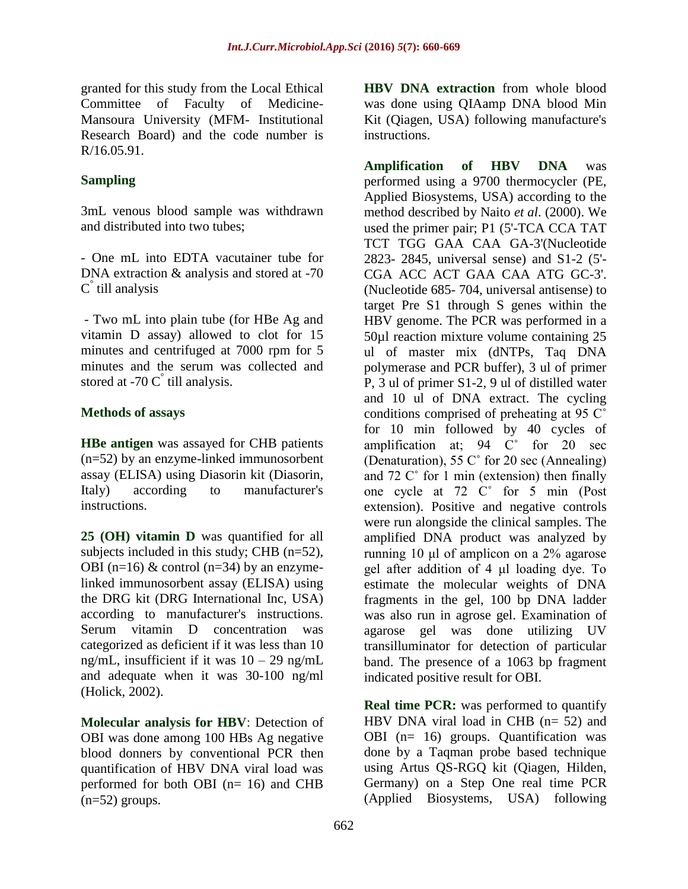granted for this study from the Local Ethical Committee of Faculty of Medicine-Mansoura University (MFM- Institutional Research Board) and the code number is R/16.05.91.

### Sampling

3mL venous blood sample was withdrawn and distributed into two tubes;

- One mL into EDTA vacutainer tube for DNA extraction & analysis and stored at -70 $C^{\circ}$ till analysis

- Two mL into plain tube (for HBe Ag and vitamin D assay) allowed to clot for 15 minutes and centrifuged at 7000 rpm for 5 minutes and the serum was collected and stored at -70 $C^{\circ}$ till analysis.

### Methods of assays

**HBe antigen** was assayed for CHB patients (n=52) by an enzyme-linked immunosorbent assay (ELISA) using Diasorin kit (Diasorin, Italy) according to manufacturer's instructions.

**25 (OH) vitamin D** was quantified for all subjects included in this study; CHB (n=52), OBI (n=16) & control (n=34) by an enzyme-linked immunosorbent assay (ELISA) using the DRG kit (DRG International Inc, USA) according to manufacturer's instructions. Serum vitamin D concentration was categorized as deficient if it was less than 10 ng/mL, insufficient if it was 10 – 29 ng/mL and adequate when it was 30-100 ng/ml (Holick, 2002).

**Molecular analysis for HBV**: Detection of OBI was done among 100 HBs Ag negative blood donners by conventional PCR then quantification of HBV DNA viral load was performed for both OBI (n= 16) and CHB (n=52) groups.

**HBV DNA extraction** from whole blood was done using QIAamp DNA blood Min Kit (Qiagen, USA) following manufacture's instructions.

**Amplification of HBV DNA** was performed using a 9700 thermocycler (PE, Applied Biosystems, USA) according to the method described by Naito *et al*. (2000). We used the primer pair; P1 (5'-TCA CCA TAT TCT TGG GAA CAA GA-3'(Nucleotide 2823- 2845, universal sense) and S1-2 (5'-CGA ACC ACT GAA CAA ATG GC-3'. (Nucleotide 685- 704, universal antisense) to target Pre S1 through S genes within the HBV genome. The PCR was performed in a 50µl reaction mixture volume containing 25 ul of master mix (dNTPs, Taq DNA polymerase and PCR buffer), 3 ul of primer P, 3 ul of primer S1-2, 9 ul of distilled water and 10 ul of DNA extract. The cycling conditions comprised of preheating at 95 $C^{\circ}$ for 10 min followed by 40 cycles of amplification at; 94 $C^{\circ}$ for 20 sec (Denaturation), 55 $C^{\circ}$ for 20 sec (Annealing) and 72 $C^{\circ}$ for 1 min (extension) then finally one cycle at 72 $C^{\circ}$ for 5 min (Post extension). Positive and negative controls were run alongside the clinical samples. The amplified DNA product was analyzed by running 10 µl of amplicon on a 2% agarose gel after addition of 4 µl loading dye. To estimate the molecular weights of DNA fragments in the gel, 100 bp DNA ladder was also run in agrose gel. Examination of agarose gel was done utilizing UV transilluminator for detection of particular band. The presence of a 1063 bp fragment indicated positive result for OBI.

**Real time PCR:** was performed to quantify HBV DNA viral load in CHB (n= 52) and OBI (n= 16) groups. Quantification was done by a Taqman probe based technique using Artus QS-RGQ kit (Qiagen, Hilden, Germany) on a Step One real time PCR (Applied Biosystems, USA) following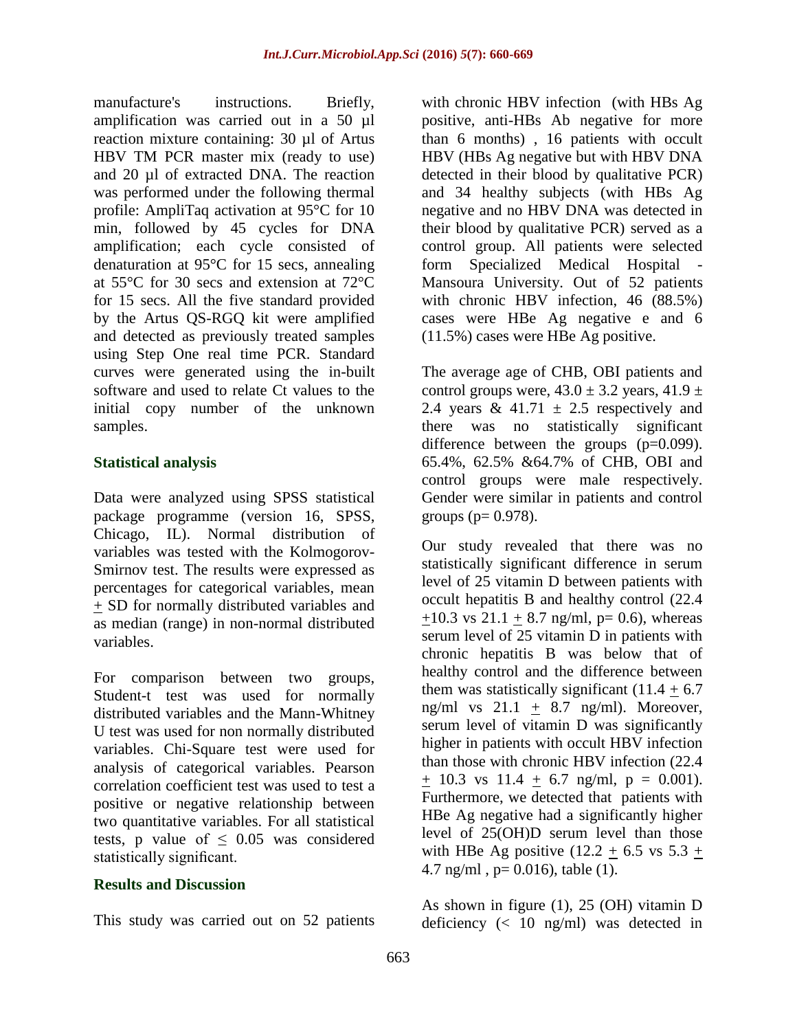manufacture's instructions. Briefly, amplification was carried out in a 50 µl reaction mixture containing: 30 µl of Artus HBV TM PCR master mix (ready to use) and 20 µl of extracted DNA. The reaction was performed under the following thermal profile: AmpliTaq activation at 95°C for 10 min, followed by 45 cycles for DNA amplification; each cycle consisted of denaturation at 95°C for 15 secs, annealing at 55°C for 30 secs and extension at 72°C for 15 secs. All the five standard provided by the Artus QS-RGQ kit were amplified and detected as previously treated samples using Step One real time PCR. Standard curves were generated using the in-built software and used to relate Ct values to the initial copy number of the unknown samples.

### Statistical analysis

Data were analyzed using SPSS statistical package programme (version 16, SPSS, Chicago, IL). Normal distribution of variables was tested with the Kolmogorov-Smirnov test. The results were expressed as percentages for categorical variables, mean $\pm$ SD for normally distributed variables and as median (range) in non-normal distributed variables.

For comparison between two groups, Student-t test was used for normally distributed variables and the Mann-Whitney U test was used for non normally distributed variables. Chi-Square test were used for analysis of categorical variables. Pearson correlation coefficient test was used to test a positive or negative relationship between two quantitative variables. For all statistical tests, p value of $\leq 0.05$ was considered statistically significant.

## Results and Discussion

This study was carried out on 52 patients with chronic HBV infection (with HBs Ag positive, anti-HBs Ab negative for more than 6 months) , 16 patients with occult HBV (HBs Ag negative but with HBV DNA detected in their blood by qualitative PCR) and 34 healthy subjects (with HBs Ag negative and no HBV DNA was detected in their blood by qualitative PCR) served as a control group. All patients were selected form Specialized Medical Hospital - Mansoura University. Out of 52 patients with chronic HBV infection, 46 (88.5%) cases were HBe Ag negative e and 6 (11.5%) cases were HBe Ag positive.

The average age of CHB, OBI patients and control groups were, $43.0 \pm 3.2$ years, $41.9 \pm 2.4$ years & $41.71 \pm 2.5$ respectively and there was no statistically significant difference between the groups (p=0.099). 65.4%, 62.5% &64.7% of CHB, OBI and control groups were male respectively. Gender were similar in patients and control groups (p= 0.978).

Our study revealed that there was no statistically significant difference in serum level of 25 vitamin D between patients with occult hepatitis B and healthy control ($22.4 \pm 10.3$ vs $21.1 \pm 8.7$ ng/ml, p= 0.6), whereas serum level of 25 vitamin D in patients with chronic hepatitis B was below that of healthy control and the difference between them was statistically significant ($11.4 \pm 6.7$ ng/ml vs $21.1 \pm 8.7$ ng/ml). Moreover, serum level of vitamin D was significantly higher in patients with occult HBV infection than those with chronic HBV infection ($22.4 \pm 10.3$ vs $11.4 \pm 6.7$ ng/ml, p = 0.001). Furthermore, we detected that patients with HBe Ag negative had a significantly higher level of 25(OH)D serum level than those with HBe Ag positive ($12.2 \pm 6.5$ vs $5.3 \pm 4.7$ ng/ml , p= 0.016), table (1).

As shown in figure (1), 25 (OH) vitamin D deficiency (< 10 ng/ml) was detected in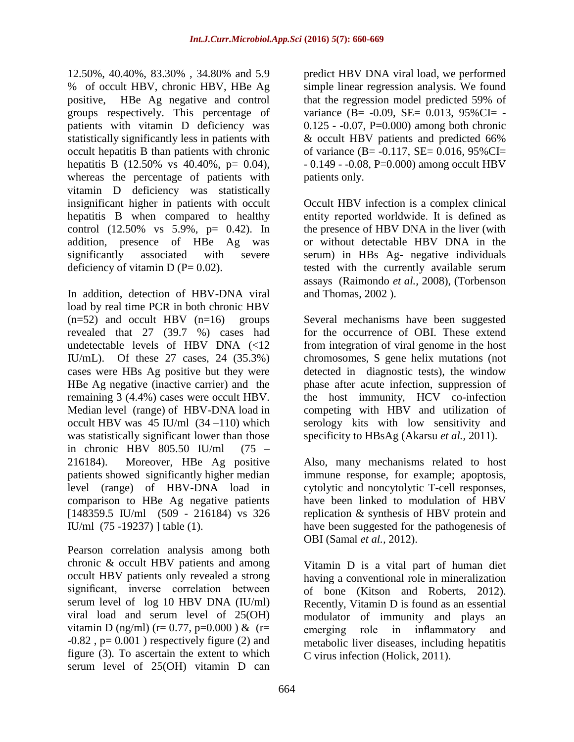12.50%, 40.40%, 83.30% , 34.80% and 5.9 % of occult HBV, chronic HBV, HBe Ag positive, HBe Ag negative and control groups respectively. This percentage of patients with vitamin D deficiency was statistically significantly less in patients with occult hepatitis B than patients with chronic hepatitis B (12.50% vs 40.40%, p= 0.04), whereas the percentage of patients with vitamin D deficiency was statistically insignificant higher in patients with occult hepatitis B when compared to healthy control (12.50% vs 5.9%, p= 0.42). In addition, presence of HBe Ag was significantly associated with severe deficiency of vitamin D (P= 0.02).

In addition, detection of HBV-DNA viral load by real time PCR in both chronic HBV (n=52) and occult HBV (n=16) groups revealed that 27 (39.7 %) cases had undetectable levels of HBV DNA (<12 IU/mL). Of these 27 cases, 24 (35.3%) cases were HBs Ag positive but they were HBe Ag negative (inactive carrier) and the remaining 3 (4.4%) cases were occult HBV. Median level (range) of HBV-DNA load in occult HBV was 45 IU/ml (34 –110) which was statistically significant lower than those in chronic HBV 805.50 IU/ml (75 – 216184). Moreover, HBe Ag positive patients showed significantly higher median level (range) of HBV-DNA load in comparison to HBe Ag negative patients [148359.5 IU/ml (509 - 216184) vs 326 IU/ml (75 -19237) ] table (1).

Pearson correlation analysis among both chronic & occult HBV patients and among occult HBV patients only revealed a strong significant, inverse correlation between serum level of log 10 HBV DNA (IU/ml) viral load and serum level of 25(OH) vitamin D (ng/ml) (r= 0.77, p=0.000 ) & (r= -0.82 , p= 0.001 ) respectively figure (2) and figure (3). To ascertain the extent to which serum level of 25(OH) vitamin D can predict HBV DNA viral load, we performed simple linear regression analysis. We found that the regression model predicted 59% of variance (B= -0.09, SE= 0.013, 95%CI= - 0.125 - -0.07, P=0.000) among both chronic & occult HBV patients and predicted 66% of variance (B= -0.117, SE= 0.016, 95%CI= - 0.149 - -0.08, P=0.000) among occult HBV patients only.

Occult HBV infection is a complex clinical entity reported worldwide. It is defined as the presence of HBV DNA in the liver (with or without detectable HBV DNA in the serum) in HBs Ag- negative individuals tested with the currently available serum assays (Raimondo *et al.,* 2008), (Torbenson and Thomas, 2002 ).

Several mechanisms have been suggested for the occurrence of OBI. These extend from integration of viral genome in the host chromosomes, S gene helix mutations (not detected in diagnostic tests), the window phase after acute infection, suppression of the host immunity, HCV co-infection competing with HBV and utilization of serology kits with low sensitivity and specificity to HBsAg (Akarsu *et al.,* 2011).

Also, many mechanisms related to host immune response, for example; apoptosis, cytolytic and noncytolytic T-cell responses, have been linked to modulation of HBV replication & synthesis of HBV protein and have been suggested for the pathogenesis of OBI (Samal *et al.,* 2012).

Vitamin D is a vital part of human diet having a conventional role in mineralization of bone (Kitson and Roberts, 2012). Recently, Vitamin D is found as an essential modulator of immunity and plays an emerging role in inflammatory and metabolic liver diseases, including hepatitis C virus infection (Holick, 2011).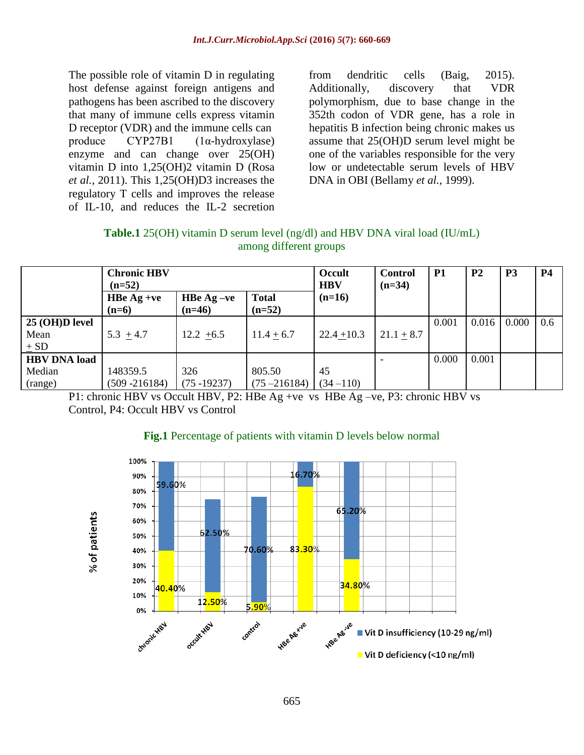The possible role of vitamin D in regulating host defense against foreign antigens and pathogens has been ascribed to the discovery that many of immune cells express vitamin D receptor (VDR) and the immune cells can produce CYP27B1 (1α-hydroxylase) enzyme and can change over 25(OH) vitamin D into 1,25(OH)2 vitamin D (Rosa *et al.,* 2011). This 1,25(OH)D3 increases the regulatory T cells and improves the release of IL-10, and reduces the IL-2 secretion from dendritic cells (Baig, 2015). Additionally, discovery that VDR polymorphism, due to base change in the 352th codon of VDR gene, has a role in hepatitis B infection being chronic makes us assume that 25(OH)D serum level might be one of the variables responsible for the very low or undetectable serum levels of HBV DNA in OBI (Bellamy *et al.,* 1999).

**Table.1** 25(OH) vitamin D serum level (ng/dl) and HBV DNA viral load (IU/mL) among different groups

| | **Chronic HBV (n=52)** | | | **Occult HBV (n=16)** | **Control (n=34)** | **P1** | **P2** | **P3** | **P4** |
|---|---|---|---|---|---|---|---|---|---|
| | **HBe Ag +ve (n=6)** | **HBe Ag –ve (n=46)** | **Total (n=52)** | | | | | | |
| **25 (OH)D level** Mean ± SD | 5.3 ± 4.7 | 12.2 ±6.5 | 11.4 ± 6.7 | 22.4 ±10.3 | 21.1 ± 8.7 | 0.001 | 0.016 | 0.000 | 0.6 |
| **HBV DNA load** Median (range) | 148359.5 (509 -216184) | 326 (75 -19237) | 805.50 (75 –216184) | 45 (34 –110) | - | 0.000 | 0.001 | | |

P1: chronic HBV vs Occult HBV, P2: HBe Ag +ve vs HBe Ag –ve, P3: chronic HBV vs Control, P4: Occult HBV vs Control

**Fig.1** Percentage of patients with vitamin D levels below normal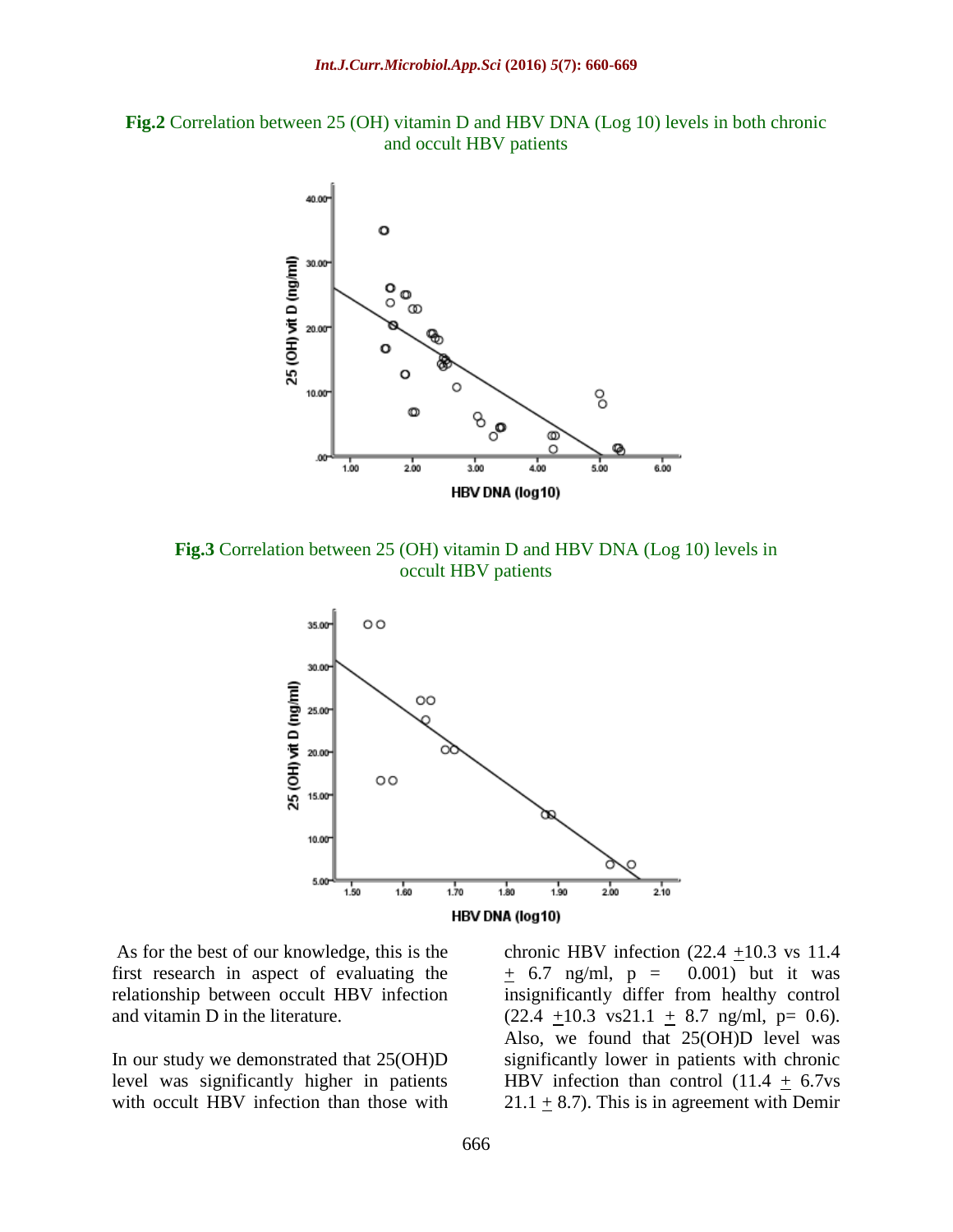**Fig.2** Correlation between 25 (OH) vitamin D and HBV DNA (Log 10) levels in both chronic and occult HBV patients

**Fig.3** Correlation between 25 (OH) vitamin D and HBV DNA (Log 10) levels in occult HBV patients

As for the best of our knowledge, this is the first research in aspect of evaluating the relationship between occult HBV infection and vitamin D in the literature.

In our study we demonstrated that 25(OH)D level was significantly higher in patients with occult HBV infection than those with chronic HBV infection (22.4 $\pm$10.3 vs 11.4 $\pm$ 6.7 ng/ml, p = 0.001) but it was insignificantly differ from healthy control (22.4 $\pm$10.3 vs21.1 $\pm$ 8.7 ng/ml, p= 0.6). Also, we found that 25(OH)D level was significantly lower in patients with chronic HBV infection than control (11.4 $\pm$ 6.7vs 21.1 $\pm$ 8.7). This is in agreement with Demir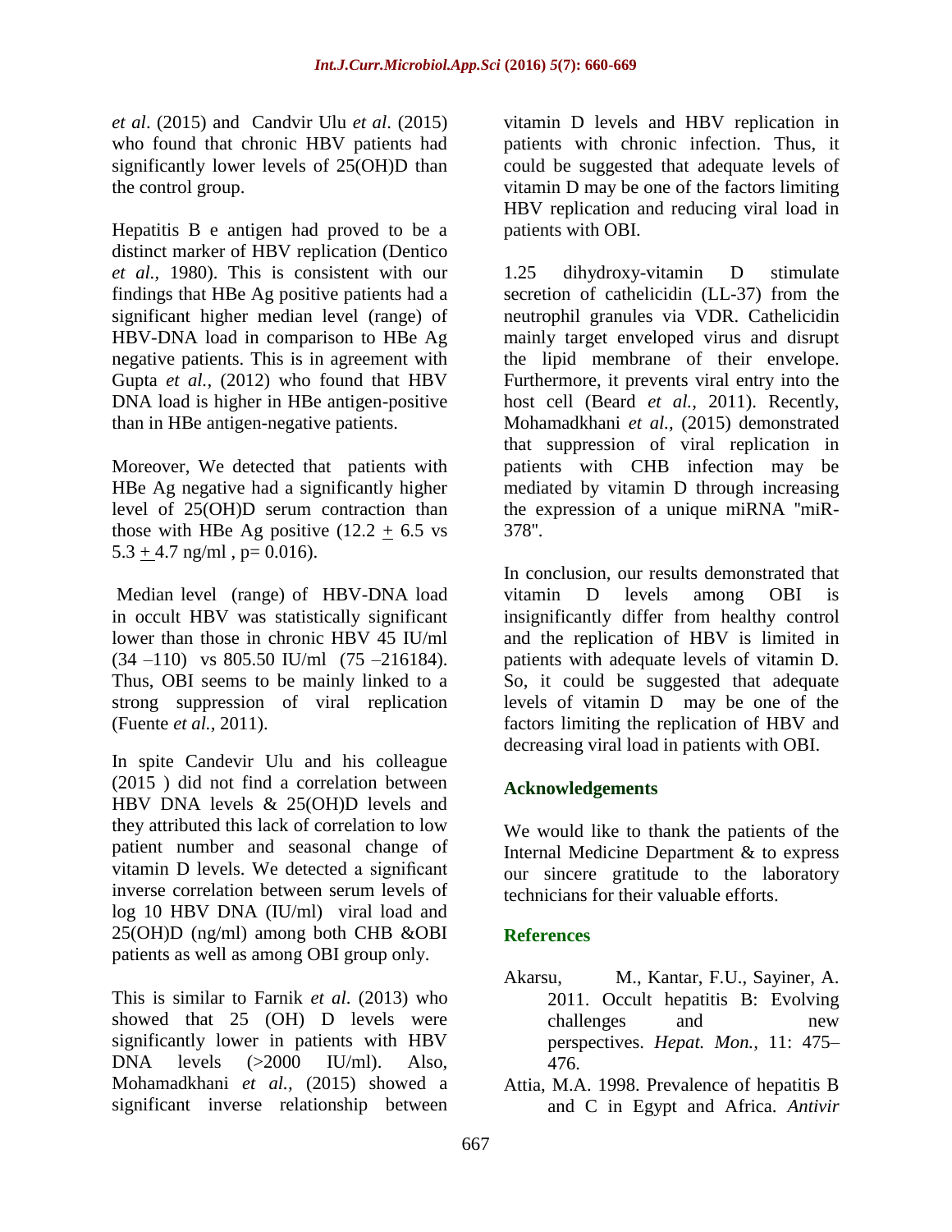*et al*. (2015) and Candvir Ulu *et al*. (2015) who found that chronic HBV patients had significantly lower levels of 25(OH)D than the control group.

Hepatitis B e antigen had proved to be a distinct marker of HBV replication (Dentico *et al.,* 1980). This is consistent with our findings that HBe Ag positive patients had a significant higher median level (range) of HBV-DNA load in comparison to HBe Ag negative patients. This is in agreement with Gupta *et al.,* (2012) who found that HBV DNA load is higher in HBe antigen-positive than in HBe antigen-negative patients.

Moreover, We detected that patients with HBe Ag negative had a significantly higher level of 25(OH)D serum contraction than those with HBe Ag positive ($12.2 \pm 6.5$ vs $5.3 \pm 4.7$ ng/ml , $p = 0.016$).

Median level (range) of HBV-DNA load in occult HBV was statistically significant lower than those in chronic HBV 45 IU/ml (34 –110) vs 805.50 IU/ml (75 –216184). Thus, OBI seems to be mainly linked to a strong suppression of viral replication (Fuente *et al.,* 2011).

In spite Candevir Ulu and his colleague (2015 ) did not find a correlation between HBV DNA levels & 25(OH)D levels and they attributed this lack of correlation to low patient number and seasonal change of vitamin D levels. We detected a significant inverse correlation between serum levels of log 10 HBV DNA (IU/ml) viral load and 25(OH)D (ng/ml) among both CHB &OBI patients as well as among OBI group only.

This is similar to Farnik *et al*. (2013) who showed that 25 (OH) D levels were significantly lower in patients with HBV DNA levels (>2000 IU/ml). Also, Mohamadkhani *et al.,* (2015) showed a significant inverse relationship between vitamin D levels and HBV replication in patients with chronic infection. Thus, it could be suggested that adequate levels of vitamin D may be one of the factors limiting HBV replication and reducing viral load in patients with OBI.

1.25 dihydroxy-vitamin D stimulate secretion of cathelicidin (LL-37) from the neutrophil granules via VDR. Cathelicidin mainly target enveloped virus and disrupt the lipid membrane of their envelope. Furthermore, it prevents viral entry into the host cell (Beard *et al.,* 2011). Recently, Mohamadkhani *et al.,* (2015) demonstrated that suppression of viral replication in patients with CHB infection may be mediated by vitamin D through increasing the expression of a unique miRNA "miR-378".

In conclusion, our results demonstrated that vitamin D levels among OBI is insignificantly differ from healthy control and the replication of HBV is limited in patients with adequate levels of vitamin D. So, it could be suggested that adequate levels of vitamin D may be one of the factors limiting the replication of HBV and decreasing viral load in patients with OBI.

## Acknowledgements

We would like to thank the patients of the Internal Medicine Department & to express our sincere gratitude to the laboratory technicians for their valuable efforts.

## References

Akarsu, M., Kantar, F.U., Sayiner, A. 2011. Occult hepatitis B: Evolving challenges and new perspectives. *Hepat. Mon.,* 11: 475–476.

Attia, M.A. 1998. Prevalence of hepatitis B and C in Egypt and Africa. *Antivir*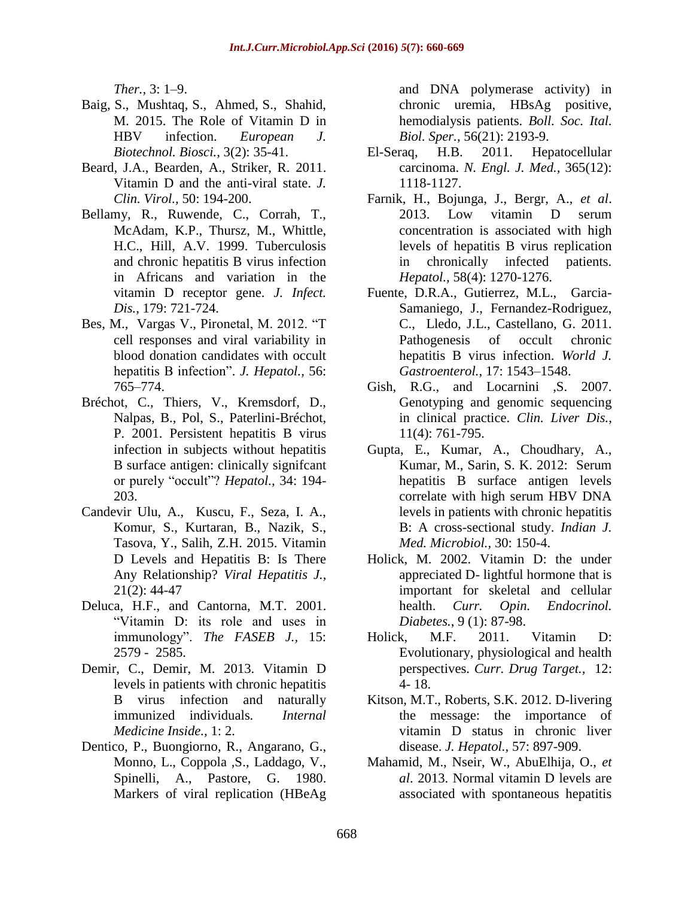*Ther.,* 3: 1–9.

Baig, S., Mushtaq, S., Ahmed, S., Shahid, M. 2015. The Role of Vitamin D in HBV infection. *European J. Biotechnol. Biosci.,* 3(2): 35-41.

Beard, J.A., Bearden, A., Striker, R. 2011. Vitamin D and the anti-viral state. *J. Clin. Virol.,* 50: 194-200.

Bellamy, R., Ruwende, C., Corrah, T., McAdam, K.P., Thursz, M., Whittle, H.C., Hill, A.V. 1999. Tuberculosis and chronic hepatitis B virus infection in Africans and variation in the vitamin D receptor gene. *J. Infect. Dis.,* 179: 721-724.

Bes, M., Vargas V., Pironetal, M. 2012. "T cell responses and viral variability in blood donation candidates with occult hepatitis B infection". *J. Hepatol.*, 56: 765–774.

Bréchot, C., Thiers, V., Kremsdorf, D., Nalpas, B., Pol, S., Paterlini-Bréchot, P. 2001. Persistent hepatitis B virus infection in subjects without hepatitis B surface antigen: clinically signifcant or purely "occult"? *Hepatol.,* 34: 194-203.

Candevir Ulu, A., Kuscu, F., Seza, I. A., Komur, S., Kurtaran, B., Nazik, S., Tasova, Y., Salih, Z.H. 2015. Vitamin D Levels and Hepatitis B: Is There Any Relationship? *Viral Hepatitis J.,* 21(2): 44-47

Deluca, H.F., and Cantorna, M.T. 2001. "Vitamin D: its role and uses in immunology". *The FASEB J.,* 15: 2579 - 2585.

Demir, C., Demir, M. 2013. Vitamin D levels in patients with chronic hepatitis B virus infection and naturally immunized individuals. *Internal Medicine Inside.,* 1: 2.

Dentico, P., Buongiorno, R., Angarano, G., Monno, L., Coppola ,S., Laddago, V., Spinelli, A., Pastore, G. 1980. Markers of viral replication (HBeAg and DNA polymerase activity) in chronic uremia, HBsAg positive, hemodialysis patients. *Boll. Soc. Ital. Biol. Sper.,* 56(21): 2193-9.

El-Seraq, H.B. 2011. Hepatocellular carcinoma. *N. Engl. J. Med.,* 365(12): 1118-1127.

Farnik, H., Bojunga, J., Bergr, A., *et al*. 2013. Low vitamin D serum concentration is associated with high levels of hepatitis B virus replication in chronically infected patients. *Hepatol.,* 58(4): 1270-1276.

Fuente, D.R.A., Gutierrez, M.L., Garcia-Samaniego, J., Fernandez-Rodriguez, C., Lledo, J.L., Castellano, G. 2011. Pathogenesis of occult chronic hepatitis B virus infection. *World J. Gastroenterol.,* 17: 1543–1548.

Gish, R.G., and Locarnini ,S. 2007. Genotyping and genomic sequencing in clinical practice. *Clin. Liver Dis.,* 11(4): 761-795.

Gupta, E., Kumar, A., Choudhary, A., Kumar, M., Sarin, S. K. 2012: Serum hepatitis B surface antigen levels correlate with high serum HBV DNA levels in patients with chronic hepatitis B: A cross-sectional study. *Indian J. Med. Microbiol.,* 30: 150-4.

Holick, M. 2002. Vitamin D: the under appreciated D- lightful hormone that is important for skeletal and cellular health. *Curr. Opin. Endocrinol. Diabetes.,* 9 (1): 87-98.

Holick, M.F. 2011. Vitamin D: Evolutionary, physiological and health perspectives. *Curr. Drug Target.,* 12: 4- 18.

Kitson, M.T., Roberts, S.K. 2012. D-livering the message: the importance of vitamin D status in chronic liver disease. *J. Hepatol.,* 57: 897-909.

Mahamid, M., Nseir, W., AbuElhija, O., *et al*. 2013. Normal vitamin D levels are associated with spontaneous hepatitis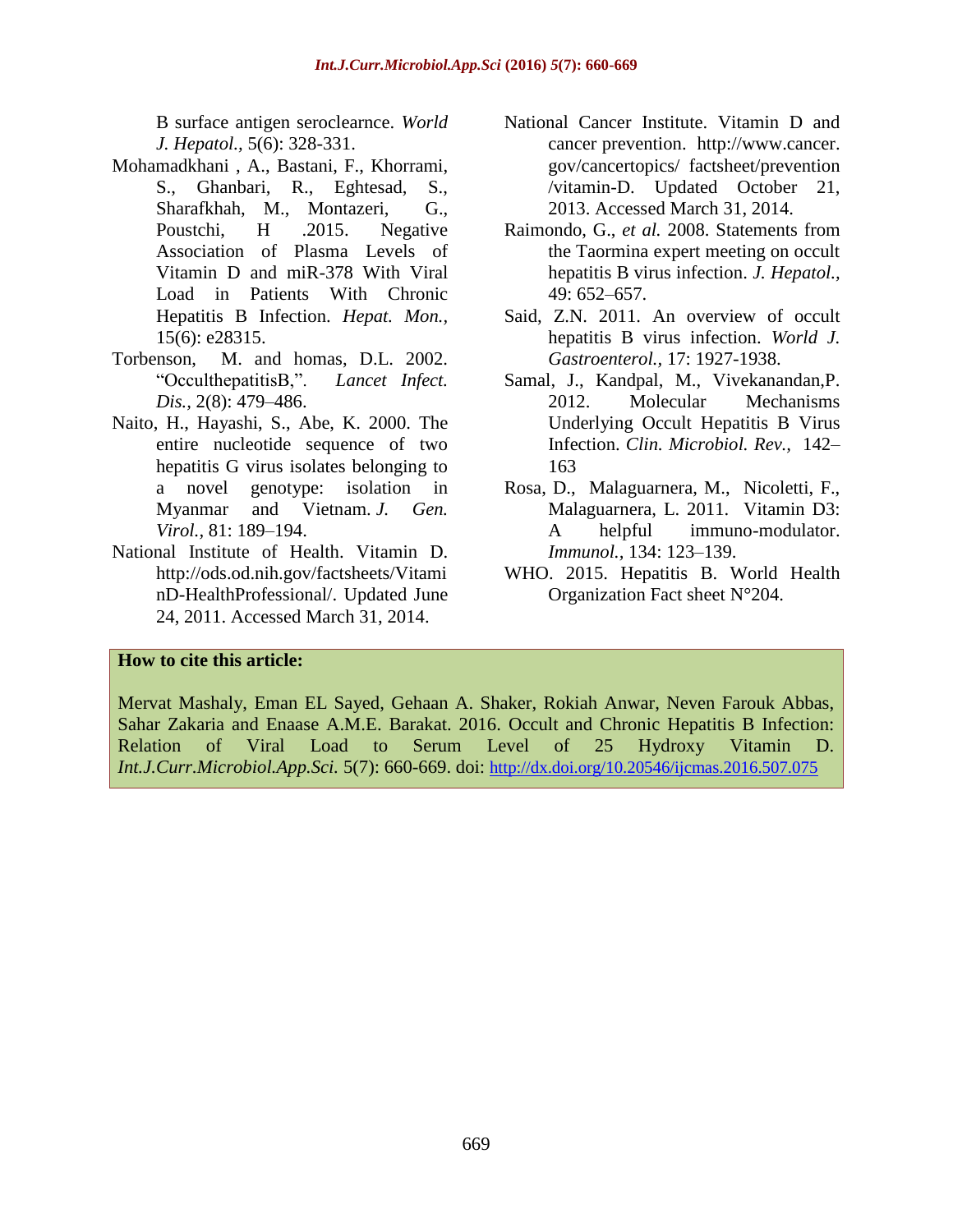B surface antigen seroclearnce. *World J. Hepatol.,* 5(6): 328-331.

Mohamadkhani , A., Bastani, F., Khorrami, S., Ghanbari, R., Eghtesad, S., Sharafkhah, M., Montazeri, G., Poustchi, H .2015. Negative Association of Plasma Levels of Vitamin D and miR-378 With Viral Load in Patients With Chronic Hepatitis B Infection. *Hepat. Mon.,* 15(6): e28315.

Torbenson, M. and homas, D.L. 2002. "OcculthepatitisB,". *Lancet Infect. Dis.,* 2(8): 479–486.

Naito, H., Hayashi, S., Abe, K. 2000. The entire nucleotide sequence of two hepatitis G virus isolates belonging to a novel genotype: isolation in Myanmar and Vietnam. *J. Gen. Virol.,* 81: 189–194.

National Institute of Health. Vitamin D. http://ods.od.nih.gov/factsheets/VitaminD-HealthProfessional/. Updated June 24, 2011. Accessed March 31, 2014.

National Cancer Institute. Vitamin D and cancer prevention. http://www.cancer.gov/cancertopics/ factsheet/prevention /vitamin-D. Updated October 21, 2013. Accessed March 31, 2014.

Raimondo, G., *et al.* 2008. Statements from the Taormina expert meeting on occult hepatitis B virus infection. *J. Hepatol.,* 49: 652–657.

Said, Z.N. 2011. An overview of occult hepatitis B virus infection. *World J. Gastroenterol.,* 17: 1927-1938.

Samal, J., Kandpal, M., Vivekanandan,P. 2012. Molecular Mechanisms Underlying Occult Hepatitis B Virus Infection. *Clin. Microbiol. Rev.,* 142–163

Rosa, D., Malaguarnera, M., Nicoletti, F., Malaguarnera, L. 2011. Vitamin D3: A helpful immuno-modulator. *Immunol.,* 134: 123–139.

WHO. 2015. Hepatitis B. World Health Organization Fact sheet N°204.

**How to cite this article:**

Mervat Mashaly, Eman EL Sayed, Gehaan A. Shaker, Rokiah Anwar, Neven Farouk Abbas, Sahar Zakaria and Enaase A.M.E. Barakat. 2016. Occult and Chronic Hepatitis B Infection: Relation of Viral Load to Serum Level of 25 Hydroxy Vitamin D. *Int.J.Curr.Microbiol.App.Sci.* 5(7): 660-669. doi: http://dx.doi.org/10.20546/ijcmas.2016.507.075